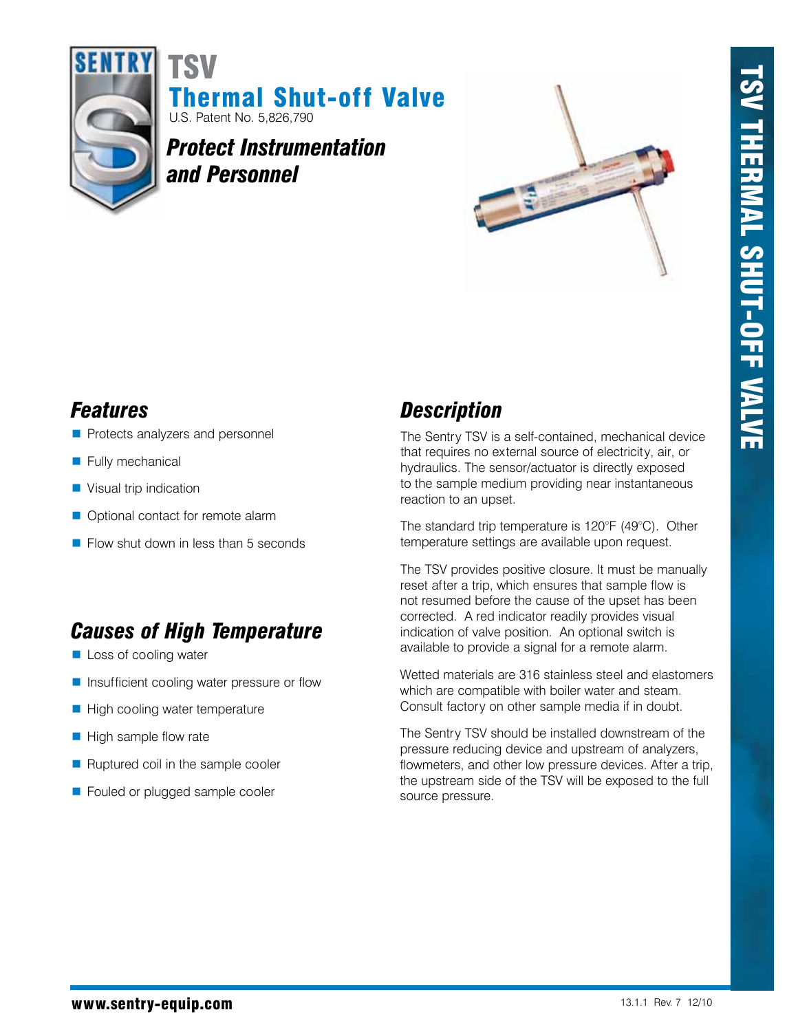# TSV Thermal Shut-off Valve

U.S. Patent No. 5,826,790

***Protect Instrumentation and Personnel***

## Features

- Protects analyzers and personnel
- Fully mechanical
- Visual trip indication
- Optional contact for remote alarm
- Flow shut down in less than 5 seconds

## Causes of High Temperature

- Loss of cooling water
- Insufficient cooling water pressure or flow
- High cooling water temperature
- High sample flow rate
- Ruptured coil in the sample cooler
- Fouled or plugged sample cooler

## Description

The Sentry TSV is a self-contained, mechanical device that requires no external source of electricity, air, or hydraulics. The sensor/actuator is directly exposed to the sample medium providing near instantaneous reaction to an upset.

The standard trip temperature is 120°F (49°C). Other temperature settings are available upon request.

The TSV provides positive closure. It must be manually reset after a trip, which ensures that sample flow is not resumed before the cause of the upset has been corrected. A red indicator readily provides visual indication of valve position. An optional switch is available to provide a signal for a remote alarm.

Wetted materials are 316 stainless steel and elastomers which are compatible with boiler water and steam. Consult factory on other sample media if in doubt.

The Sentry TSV should be installed downstream of the pressure reducing device and upstream of analyzers, flowmeters, and other low pressure devices. After a trip, the upstream side of the TSV will be exposed to the full source pressure.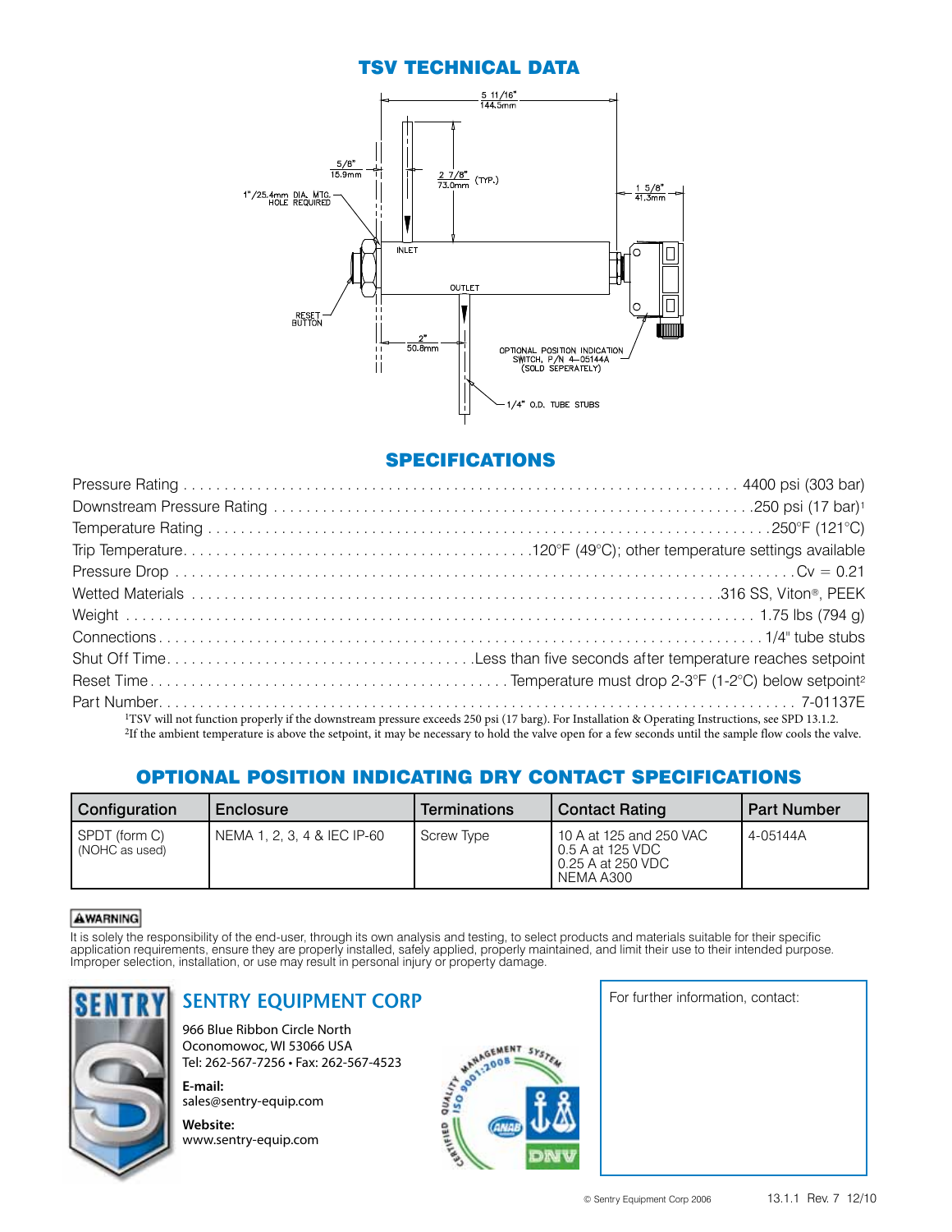## TSV TECHNICAL DATA

5 11/16"
144.5mm

5/8"
15.9mm

1"/25.4mm DIA. MTG. HOLE REQUIRED

2 7/8"
73.0mm (TYP.)

1 5/8"
41.3mm

INLET

OUTLET

RESET BUTTON

2"
50.8mm

OPTIONAL POSITION INDICATION SWITCH, P/N 4-05144A (SOLD SEPERATELY)

1/4" O.D. TUBE STUBS

## SPECIFICATIONS

Pressure Rating . . . . . 4400 psi (303 bar)

Downstream Pressure Rating . . . . . 250 psi (17 bar)[1]

Temperature Rating . . . . . 250°F (121°C)

Trip Temperature. . . . . 120°F (49°C); other temperature settings available

Pressure Drop . . . . . Cv = 0.21

Wetted Materials . . . . . 316 SS, Viton®, PEEK

Weight . . . . . 1.75 lbs (794 g)

Connections . . . . . 1/4" tube stubs

Shut Off Time. . . . . Less than five seconds after temperature reaches setpoint

Reset Time . . . . . Temperature must drop 2-3°F (1-2°C) below setpoint[2]

Part Number. . . . . 7-01137E

[1]TSV will not function properly if the downstream pressure exceeds 250 psi (17 barg). For Installation & Operating Instructions, see SPD 13.1.2.

[2]If the ambient temperature is above the setpoint, it may be necessary to hold the valve open for a few seconds until the sample flow cools the valve.

## OPTIONAL POSITION INDICATING DRY CONTACT SPECIFICATIONS

| Configuration | Enclosure | Terminations | Contact Rating | Part Number |
|---|---|---|---|---|
| SPDT (form C) (NOHC as used) | NEMA 1, 2, 3, 4 & IEC IP-60 | Screw Type | 10 A at 125 and 250 VAC<br>0.5 A at 125 VDC<br>0.25 A at 250 VDC<br>NEMA A300 | 4-05144A |

**⚠WARNING**

It is solely the responsibility of the end-user, through its own analysis and testing, to select products and materials suitable for their specific application requirements, ensure they are properly installed, safely applied, properly maintained, and limit their use to their intended purpose. Improper selection, installation, or use may result in personal injury or property damage.

**SENTRY EQUIPMENT CORP**

966 Blue Ribbon Circle North
Oconomowoc, WI 53066 USA
Tel: 262-567-7256 • Fax: 262-567-4523

**E-mail:**
sales@sentry-equip.com

**Website:**
www.sentry-equip.com

For further information, contact:

© Sentry Equipment Corp 2006

13.1.1 Rev. 7 12/10